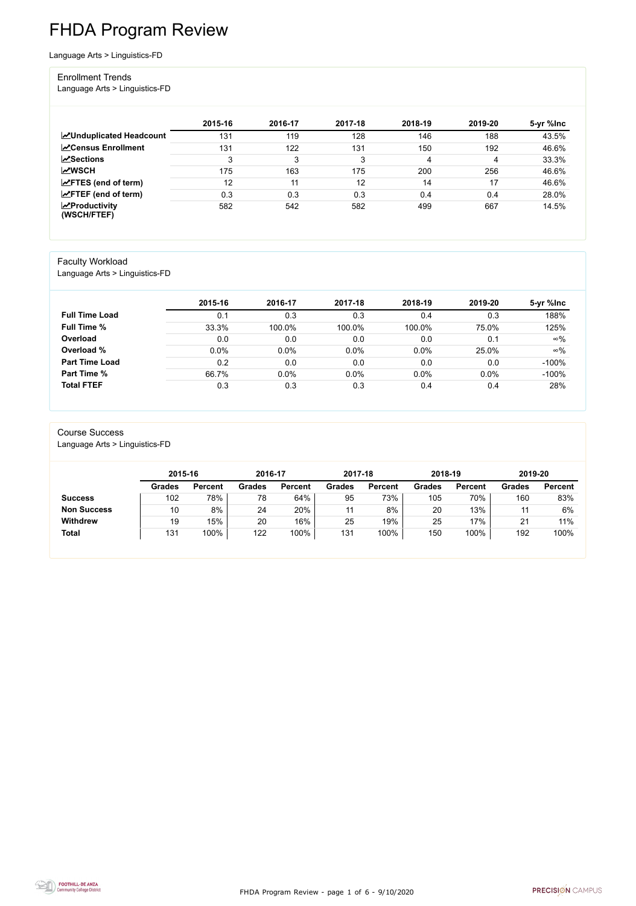# FHDA Program Review

Language Arts > Linguistics-FD

## Enrollment Trends

Language Arts > Linguistics-FD

| | 2015-16 | 2016-17 | 2017-18 | 2018-19 | 2019-20 | 5-yr %Inc |
|---|---|---|---|---|---|---|
| **Unduplicated Headcount** | 131 | 119 | 128 | 146 | 188 | 43.5% |
| **Census Enrollment** | 131 | 122 | 131 | 150 | 192 | 46.6% |
| **Sections** | 3 | 3 | 3 | 4 | 4 | 33.3% |
| **WSCH** | 175 | 163 | 175 | 200 | 256 | 46.6% |
| **FTES (end of term)** | 12 | 11 | 12 | 14 | 17 | 46.6% |
| **FTEF (end of term)** | 0.3 | 0.3 | 0.3 | 0.4 | 0.4 | 28.0% |
| **Productivity (WSCH/FTEF)** | 582 | 542 | 582 | 499 | 667 | 14.5% |

## Faculty Workload

Language Arts > Linguistics-FD

| | 2015-16 | 2016-17 | 2017-18 | 2018-19 | 2019-20 | 5-yr %Inc |
|---|---|---|---|---|---|---|
| **Full Time Load** | 0.1 | 0.3 | 0.3 | 0.4 | 0.3 | 188% |
| **Full Time %** | 33.3% | 100.0% | 100.0% | 100.0% | 75.0% | 125% |
| **Overload** | 0.0 | 0.0 | 0.0 | 0.0 | 0.1 | ∞% |
| **Overload %** | 0.0% | 0.0% | 0.0% | 0.0% | 25.0% | ∞% |
| **Part Time Load** | 0.2 | 0.0 | 0.0 | 0.0 | 0.0 | -100% |
| **Part Time %** | 66.7% | 0.0% | 0.0% | 0.0% | 0.0% | -100% |
| **Total FTEF** | 0.3 | 0.3 | 0.3 | 0.4 | 0.4 | 28% |

## Course Success

Language Arts > Linguistics-FD

| | 2015-16 | | 2016-17 | | 2017-18 | | 2018-19 | | 2019-20 | |
|---|---|---|---|---|---|---|---|---|---|---|
| | **Grades** | **Percent** | **Grades** | **Percent** | **Grades** | **Percent** | **Grades** | **Percent** | **Grades** | **Percent** |
| **Success** | 102 | 78% | 78 | 64% | 95 | 73% | 105 | 70% | 160 | 83% |
| **Non Success** | 10 | 8% | 24 | 20% | 11 | 8% | 20 | 13% | 11 | 6% |
| **Withdrew** | 19 | 15% | 20 | 16% | 25 | 19% | 25 | 17% | 21 | 11% |
| **Total** | 131 | 100% | 122 | 100% | 131 | 100% | 150 | 100% | 192 | 100% |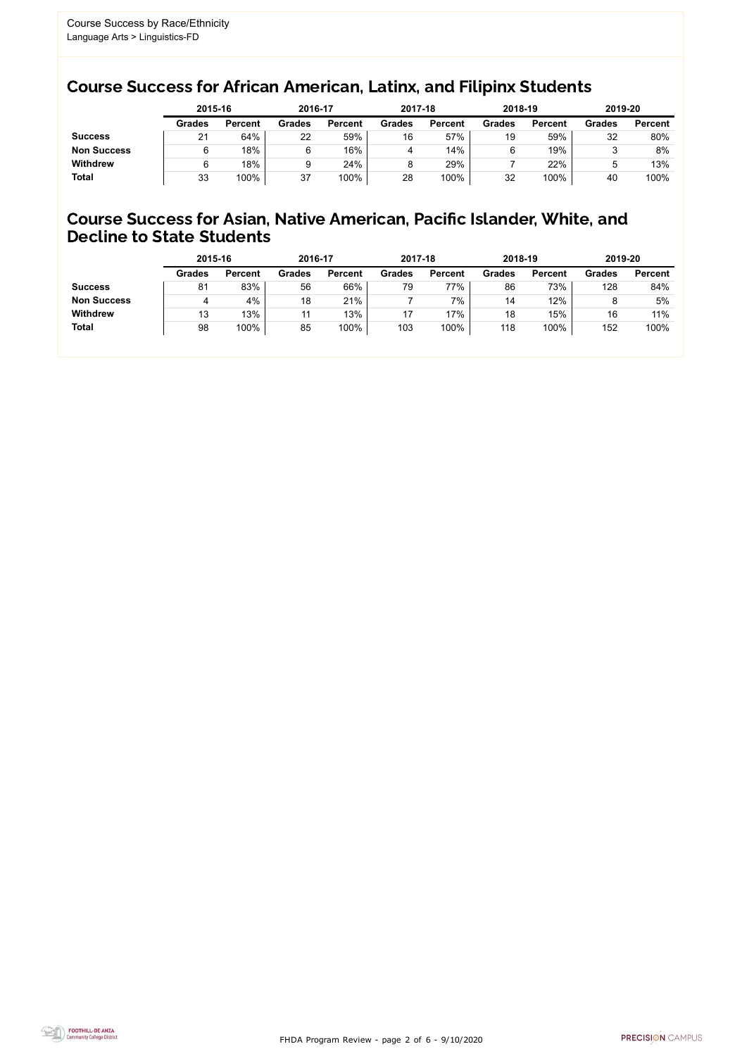Course Success by Race/Ethnicity
Language Arts > Linguistics-FD

## Course Success for African American, Latinx, and Filipinx Students

| | 2015-16 | | 2016-17 | | 2017-18 | | 2018-19 | | 2019-20 | |
|---|---|---|---|---|---|---|---|---|---|---|
| | Grades | Percent | Grades | Percent | Grades | Percent | Grades | Percent | Grades | Percent |
| **Success** | 21 | 64% | 22 | 59% | 16 | 57% | 19 | 59% | 32 | 80% |
| **Non Success** | 6 | 18% | 6 | 16% | 4 | 14% | 6 | 19% | 3 | 8% |
| **Withdrew** | 6 | 18% | 9 | 24% | 8 | 29% | 7 | 22% | 5 | 13% |
| **Total** | 33 | 100% | 37 | 100% | 28 | 100% | 32 | 100% | 40 | 100% |

## Course Success for Asian, Native American, Pacific Islander, White, and Decline to State Students

| | 2015-16 | | 2016-17 | | 2017-18 | | 2018-19 | | 2019-20 | |
|---|---|---|---|---|---|---|---|---|---|---|
| | Grades | Percent | Grades | Percent | Grades | Percent | Grades | Percent | Grades | Percent |
| **Success** | 81 | 83% | 56 | 66% | 79 | 77% | 86 | 73% | 128 | 84% |
| **Non Success** | 4 | 4% | 18 | 21% | 7 | 7% | 14 | 12% | 8 | 5% |
| **Withdrew** | 13 | 13% | 11 | 13% | 17 | 17% | 18 | 15% | 16 | 11% |
| **Total** | 98 | 100% | 85 | 100% | 103 | 100% | 118 | 100% | 152 | 100% |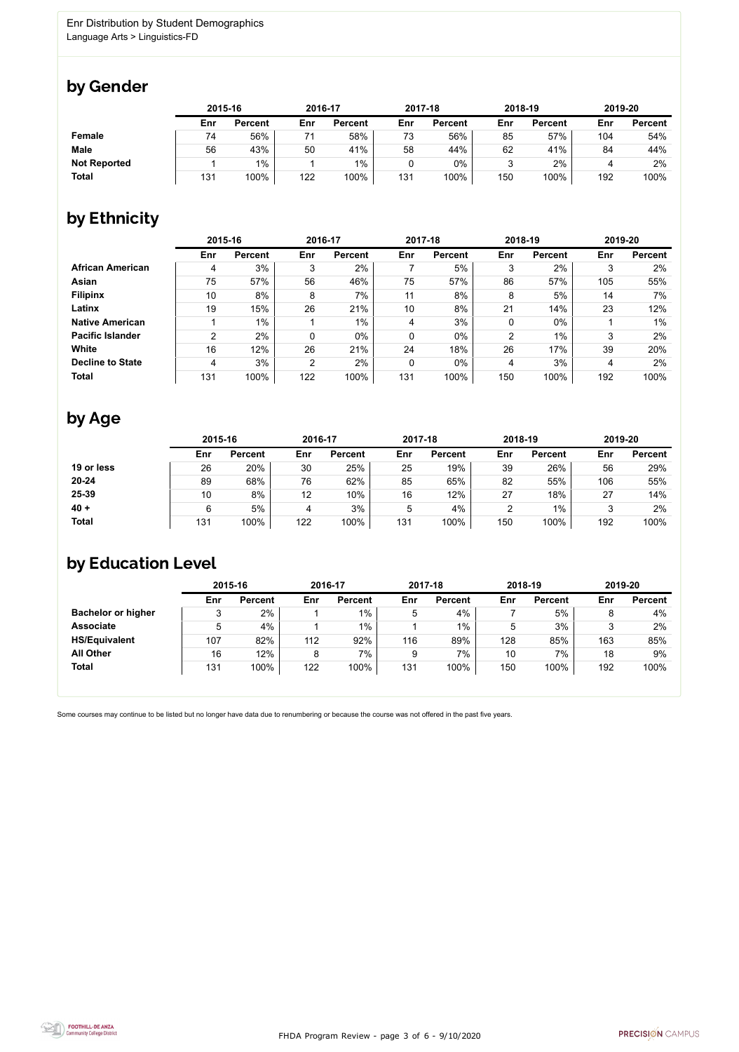Enr Distribution by Student Demographics
Language Arts > Linguistics-FD

## by Gender

| | 2015-16 | | 2016-17 | | 2017-18 | | 2018-19 | | 2019-20 | |
|---|---|---|---|---|---|---|---|---|---|---|
| | Enr | Percent | Enr | Percent | Enr | Percent | Enr | Percent | Enr | Percent |
| **Female** | 74 | 56% | 71 | 58% | 73 | 56% | 85 | 57% | 104 | 54% |
| **Male** | 56 | 43% | 50 | 41% | 58 | 44% | 62 | 41% | 84 | 44% |
| **Not Reported** | 1 | 1% | 1 | 1% | 0 | 0% | 3 | 2% | 4 | 2% |
| **Total** | 131 | 100% | 122 | 100% | 131 | 100% | 150 | 100% | 192 | 100% |

## by Ethnicity

| | 2015-16 | | 2016-17 | | 2017-18 | | 2018-19 | | 2019-20 | |
|---|---|---|---|---|---|---|---|---|---|---|
| | Enr | Percent | Enr | Percent | Enr | Percent | Enr | Percent | Enr | Percent |
| **African American** | 4 | 3% | 3 | 2% | 7 | 5% | 3 | 2% | 3 | 2% |
| **Asian** | 75 | 57% | 56 | 46% | 75 | 57% | 86 | 57% | 105 | 55% |
| **Filipinx** | 10 | 8% | 8 | 7% | 11 | 8% | 8 | 5% | 14 | 7% |
| **Latinx** | 19 | 15% | 26 | 21% | 10 | 8% | 21 | 14% | 23 | 12% |
| **Native American** | 1 | 1% | 1 | 1% | 4 | 3% | 0 | 0% | 1 | 1% |
| **Pacific Islander** | 2 | 2% | 0 | 0% | 0 | 0% | 2 | 1% | 3 | 2% |
| **White** | 16 | 12% | 26 | 21% | 24 | 18% | 26 | 17% | 39 | 20% |
| **Decline to State** | 4 | 3% | 2 | 2% | 0 | 0% | 4 | 3% | 4 | 2% |
| **Total** | 131 | 100% | 122 | 100% | 131 | 100% | 150 | 100% | 192 | 100% |

## by Age

| | 2015-16 | | 2016-17 | | 2017-18 | | 2018-19 | | 2019-20 | |
|---|---|---|---|---|---|---|---|---|---|---|
| | Enr | Percent | Enr | Percent | Enr | Percent | Enr | Percent | Enr | Percent |
| **19 or less** | 26 | 20% | 30 | 25% | 25 | 19% | 39 | 26% | 56 | 29% |
| **20-24** | 89 | 68% | 76 | 62% | 85 | 65% | 82 | 55% | 106 | 55% |
| **25-39** | 10 | 8% | 12 | 10% | 16 | 12% | 27 | 18% | 27 | 14% |
| **40 +** | 6 | 5% | 4 | 3% | 5 | 4% | 2 | 1% | 3 | 2% |
| **Total** | 131 | 100% | 122 | 100% | 131 | 100% | 150 | 100% | 192 | 100% |

## by Education Level

| | 2015-16 | | 2016-17 | | 2017-18 | | 2018-19 | | 2019-20 | |
|---|---|---|---|---|---|---|---|---|---|---|
| | Enr | Percent | Enr | Percent | Enr | Percent | Enr | Percent | Enr | Percent |
| **Bachelor or higher** | 3 | 2% | 1 | 1% | 5 | 4% | 7 | 5% | 8 | 4% |
| **Associate** | 5 | 4% | 1 | 1% | 1 | 1% | 5 | 3% | 3 | 2% |
| **HS/Equivalent** | 107 | 82% | 112 | 92% | 116 | 89% | 128 | 85% | 163 | 85% |
| **All Other** | 16 | 12% | 8 | 7% | 9 | 7% | 10 | 7% | 18 | 9% |
| **Total** | 131 | 100% | 122 | 100% | 131 | 100% | 150 | 100% | 192 | 100% |

Some courses may continue to be listed but no longer have data due to renumbering or because the course was not offered in the past five years.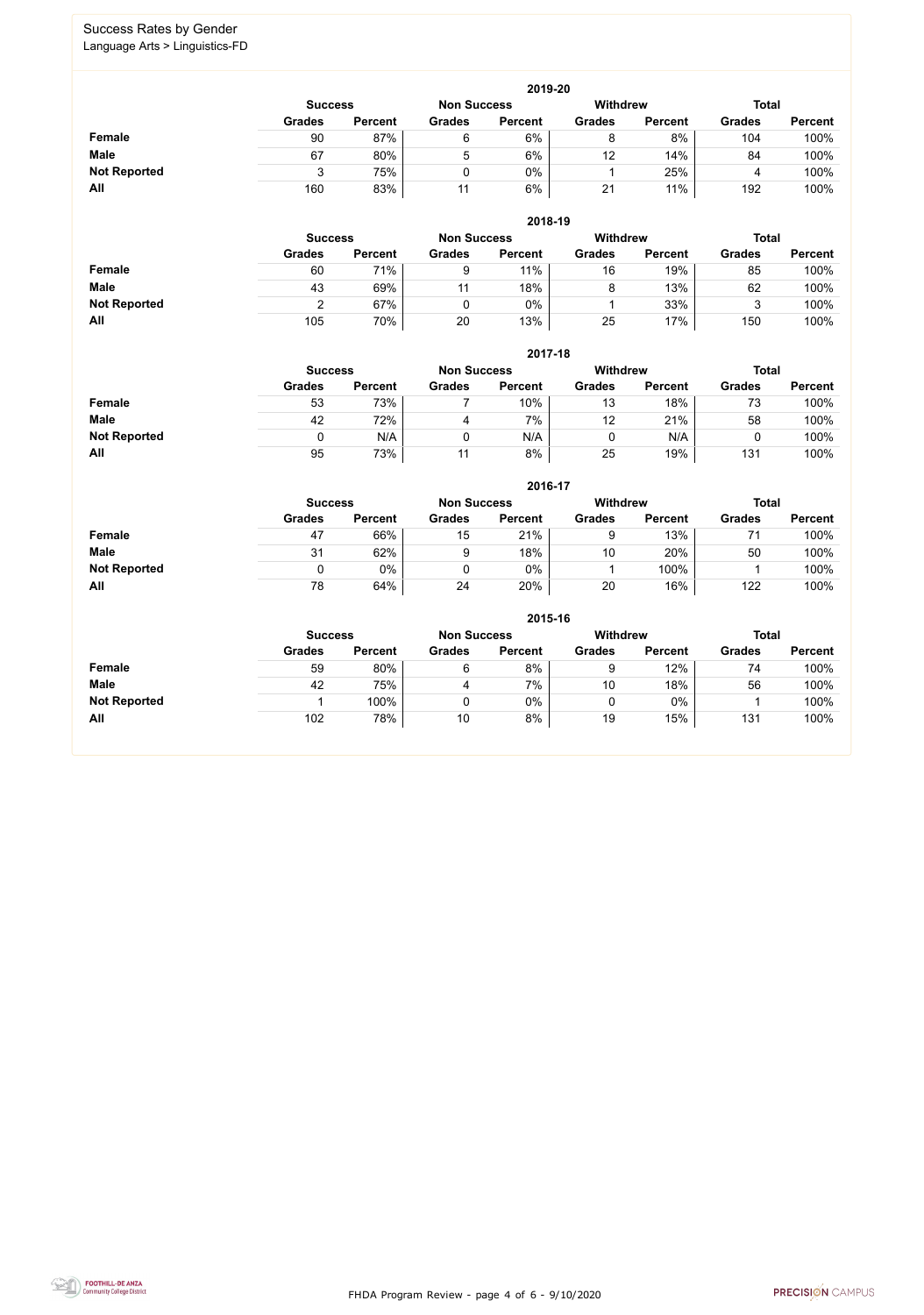## Success Rates by Gender

Language Arts > Linguistics-FD

### 2019-20

| | Success | | Non Success | | Withdrew | | Total | |
|---|---|---|---|---|---|---|---|---|
| | Grades | Percent | Grades | Percent | Grades | Percent | Grades | Percent |
| **Female** | 90 | 87% | 6 | 6% | 8 | 8% | 104 | 100% |
| **Male** | 67 | 80% | 5 | 6% | 12 | 14% | 84 | 100% |
| **Not Reported** | 3 | 75% | 0 | 0% | 1 | 25% | 4 | 100% |
| **All** | 160 | 83% | 11 | 6% | 21 | 11% | 192 | 100% |

### 2018-19

| | Success | | Non Success | | Withdrew | | Total | |
|---|---|---|---|---|---|---|---|---|
| | Grades | Percent | Grades | Percent | Grades | Percent | Grades | Percent |
| **Female** | 60 | 71% | 9 | 11% | 16 | 19% | 85 | 100% |
| **Male** | 43 | 69% | 11 | 18% | 8 | 13% | 62 | 100% |
| **Not Reported** | 2 | 67% | 0 | 0% | 1 | 33% | 3 | 100% |
| **All** | 105 | 70% | 20 | 13% | 25 | 17% | 150 | 100% |

### 2017-18

| | Success | | Non Success | | Withdrew | | Total | |
|---|---|---|---|---|---|---|---|---|
| | Grades | Percent | Grades | Percent | Grades | Percent | Grades | Percent |
| **Female** | 53 | 73% | 7 | 10% | 13 | 18% | 73 | 100% |
| **Male** | 42 | 72% | 4 | 7% | 12 | 21% | 58 | 100% |
| **Not Reported** | 0 | N/A | 0 | N/A | 0 | N/A | 0 | 100% |
| **All** | 95 | 73% | 11 | 8% | 25 | 19% | 131 | 100% |

### 2016-17

| | Success | | Non Success | | Withdrew | | Total | |
|---|---|---|---|---|---|---|---|---|
| | Grades | Percent | Grades | Percent | Grades | Percent | Grades | Percent |
| **Female** | 47 | 66% | 15 | 21% | 9 | 13% | 71 | 100% |
| **Male** | 31 | 62% | 9 | 18% | 10 | 20% | 50 | 100% |
| **Not Reported** | 0 | 0% | 0 | 0% | 1 | 100% | 1 | 100% |
| **All** | 78 | 64% | 24 | 20% | 20 | 16% | 122 | 100% |

### 2015-16

| | Success | | Non Success | | Withdrew | | Total | |
|---|---|---|---|---|---|---|---|---|
| | Grades | Percent | Grades | Percent | Grades | Percent | Grades | Percent |
| **Female** | 59 | 80% | 6 | 8% | 9 | 12% | 74 | 100% |
| **Male** | 42 | 75% | 4 | 7% | 10 | 18% | 56 | 100% |
| **Not Reported** | 1 | 100% | 0 | 0% | 0 | 0% | 1 | 100% |
| **All** | 102 | 78% | 10 | 8% | 19 | 15% | 131 | 100% |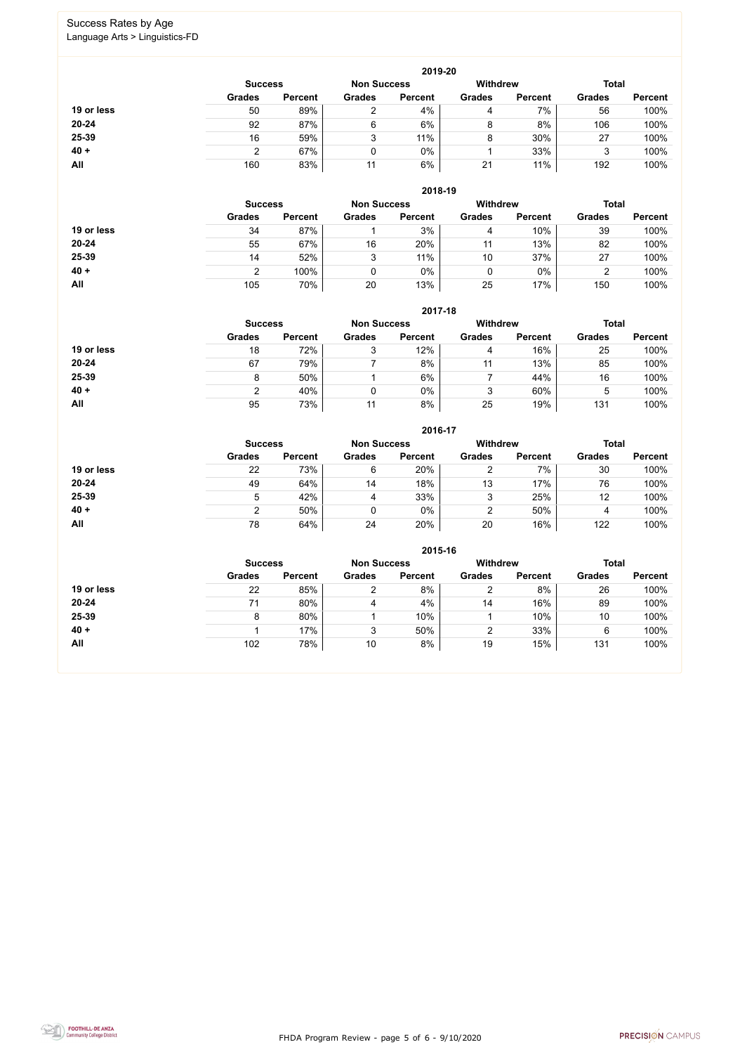# Success Rates by Age

Language Arts > Linguistics-FD

## 2019-20

| | Success | | Non Success | | Withdrew | | Total | |
|---|---|---|---|---|---|---|---|---|
| | Grades | Percent | Grades | Percent | Grades | Percent | Grades | Percent |
| **19 or less** | 50 | 89% | 2 | 4% | 4 | 7% | 56 | 100% |
| **20-24** | 92 | 87% | 6 | 6% | 8 | 8% | 106 | 100% |
| **25-39** | 16 | 59% | 3 | 11% | 8 | 30% | 27 | 100% |
| **40 +** | 2 | 67% | 0 | 0% | 1 | 33% | 3 | 100% |
| **All** | 160 | 83% | 11 | 6% | 21 | 11% | 192 | 100% |

## 2018-19

| | Success | | Non Success | | Withdrew | | Total | |
|---|---|---|---|---|---|---|---|---|
| | Grades | Percent | Grades | Percent | Grades | Percent | Grades | Percent |
| **19 or less** | 34 | 87% | 1 | 3% | 4 | 10% | 39 | 100% |
| **20-24** | 55 | 67% | 16 | 20% | 11 | 13% | 82 | 100% |
| **25-39** | 14 | 52% | 3 | 11% | 10 | 37% | 27 | 100% |
| **40 +** | 2 | 100% | 0 | 0% | 0 | 0% | 2 | 100% |
| **All** | 105 | 70% | 20 | 13% | 25 | 17% | 150 | 100% |

## 2017-18

| | Success | | Non Success | | Withdrew | | Total | |
|---|---|---|---|---|---|---|---|---|
| | Grades | Percent | Grades | Percent | Grades | Percent | Grades | Percent |
| **19 or less** | 18 | 72% | 3 | 12% | 4 | 16% | 25 | 100% |
| **20-24** | 67 | 79% | 7 | 8% | 11 | 13% | 85 | 100% |
| **25-39** | 8 | 50% | 1 | 6% | 7 | 44% | 16 | 100% |
| **40 +** | 2 | 40% | 0 | 0% | 3 | 60% | 5 | 100% |
| **All** | 95 | 73% | 11 | 8% | 25 | 19% | 131 | 100% |

## 2016-17

| | Success | | Non Success | | Withdrew | | Total | |
|---|---|---|---|---|---|---|---|---|
| | Grades | Percent | Grades | Percent | Grades | Percent | Grades | Percent |
| **19 or less** | 22 | 73% | 6 | 20% | 2 | 7% | 30 | 100% |
| **20-24** | 49 | 64% | 14 | 18% | 13 | 17% | 76 | 100% |
| **25-39** | 5 | 42% | 4 | 33% | 3 | 25% | 12 | 100% |
| **40 +** | 2 | 50% | 0 | 0% | 2 | 50% | 4 | 100% |
| **All** | 78 | 64% | 24 | 20% | 20 | 16% | 122 | 100% |

## 2015-16

| | Success | | Non Success | | Withdrew | | Total | |
|---|---|---|---|---|---|---|---|---|
| | Grades | Percent | Grades | Percent | Grades | Percent | Grades | Percent |
| **19 or less** | 22 | 85% | 2 | 8% | 2 | 8% | 26 | 100% |
| **20-24** | 71 | 80% | 4 | 4% | 14 | 16% | 89 | 100% |
| **25-39** | 8 | 80% | 1 | 10% | 1 | 10% | 10 | 100% |
| **40 +** | 1 | 17% | 3 | 50% | 2 | 33% | 6 | 100% |
| **All** | 102 | 78% | 10 | 8% | 19 | 15% | 131 | 100% |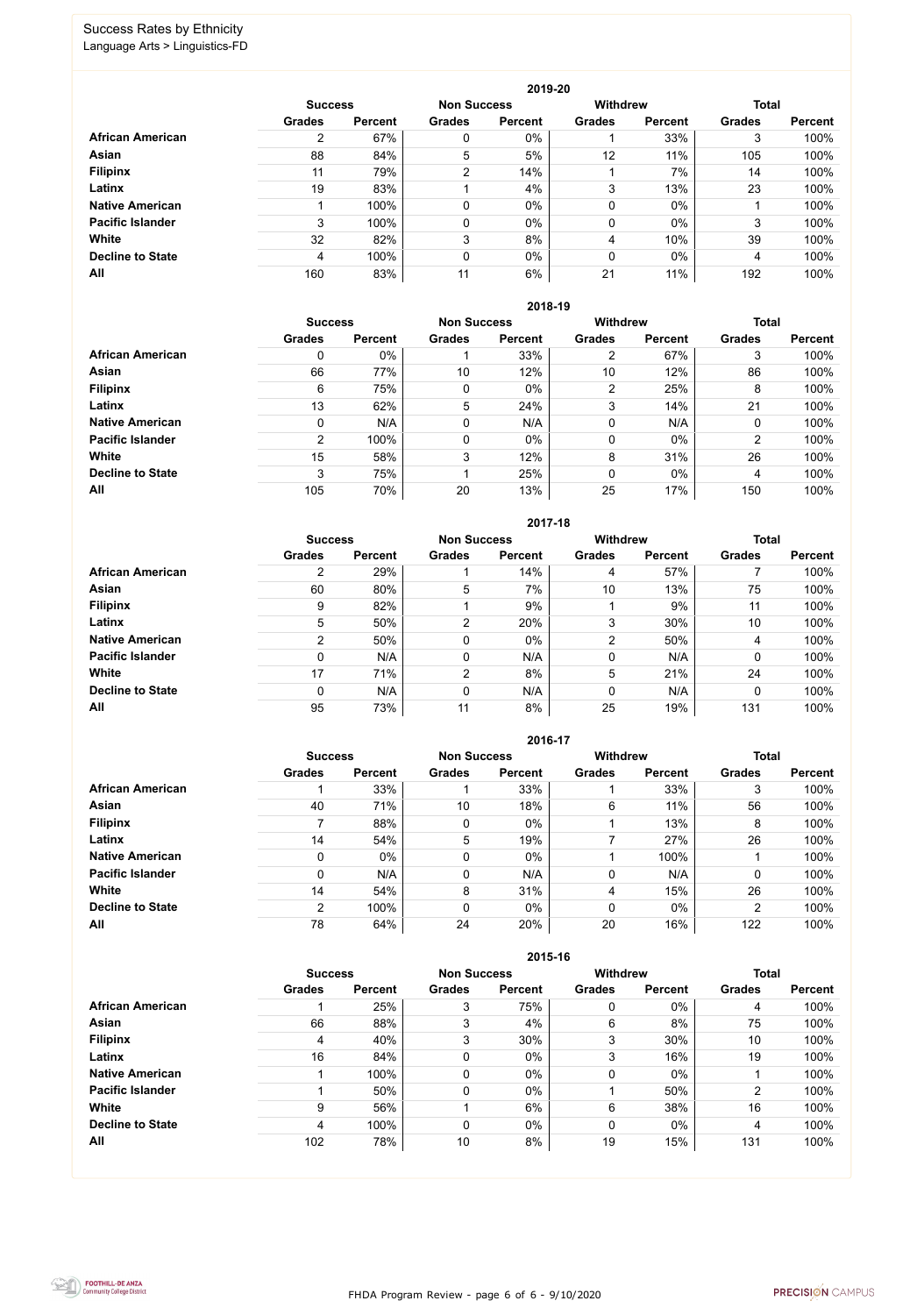Success Rates by Ethnicity
Language Arts > Linguistics-FD

**2019-20**

| | Success | | Non Success | | Withdrew | | Total | |
|---|---|---|---|---|---|---|---|---|
| | Grades | Percent | Grades | Percent | Grades | Percent | Grades | Percent |
| **African American** | 2 | 67% | 0 | 0% | 1 | 33% | 3 | 100% |
| **Asian** | 88 | 84% | 5 | 5% | 12 | 11% | 105 | 100% |
| **Filipinx** | 11 | 79% | 2 | 14% | 1 | 7% | 14 | 100% |
| **Latinx** | 19 | 83% | 1 | 4% | 3 | 13% | 23 | 100% |
| **Native American** | 1 | 100% | 0 | 0% | 0 | 0% | 1 | 100% |
| **Pacific Islander** | 3 | 100% | 0 | 0% | 0 | 0% | 3 | 100% |
| **White** | 32 | 82% | 3 | 8% | 4 | 10% | 39 | 100% |
| **Decline to State** | 4 | 100% | 0 | 0% | 0 | 0% | 4 | 100% |
| **All** | 160 | 83% | 11 | 6% | 21 | 11% | 192 | 100% |

**2018-19**

| | Success | | Non Success | | Withdrew | | Total | |
|---|---|---|---|---|---|---|---|---|
| | Grades | Percent | Grades | Percent | Grades | Percent | Grades | Percent |
| **African American** | 0 | 0% | 1 | 33% | 2 | 67% | 3 | 100% |
| **Asian** | 66 | 77% | 10 | 12% | 10 | 12% | 86 | 100% |
| **Filipinx** | 6 | 75% | 0 | 0% | 2 | 25% | 8 | 100% |
| **Latinx** | 13 | 62% | 5 | 24% | 3 | 14% | 21 | 100% |
| **Native American** | 0 | N/A | 0 | N/A | 0 | N/A | 0 | 100% |
| **Pacific Islander** | 2 | 100% | 0 | 0% | 0 | 0% | 2 | 100% |
| **White** | 15 | 58% | 3 | 12% | 8 | 31% | 26 | 100% |
| **Decline to State** | 3 | 75% | 1 | 25% | 0 | 0% | 4 | 100% |
| **All** | 105 | 70% | 20 | 13% | 25 | 17% | 150 | 100% |

**2017-18**

| | Success | | Non Success | | Withdrew | | Total | |
|---|---|---|---|---|---|---|---|---|
| | Grades | Percent | Grades | Percent | Grades | Percent | Grades | Percent |
| **African American** | 2 | 29% | 1 | 14% | 4 | 57% | 7 | 100% |
| **Asian** | 60 | 80% | 5 | 7% | 10 | 13% | 75 | 100% |
| **Filipinx** | 9 | 82% | 1 | 9% | 1 | 9% | 11 | 100% |
| **Latinx** | 5 | 50% | 2 | 20% | 3 | 30% | 10 | 100% |
| **Native American** | 2 | 50% | 0 | 0% | 2 | 50% | 4 | 100% |
| **Pacific Islander** | 0 | N/A | 0 | N/A | 0 | N/A | 0 | 100% |
| **White** | 17 | 71% | 2 | 8% | 5 | 21% | 24 | 100% |
| **Decline to State** | 0 | N/A | 0 | N/A | 0 | N/A | 0 | 100% |
| **All** | 95 | 73% | 11 | 8% | 25 | 19% | 131 | 100% |

**2016-17**

| | Success | | Non Success | | Withdrew | | Total | |
|---|---|---|---|---|---|---|---|---|
| | Grades | Percent | Grades | Percent | Grades | Percent | Grades | Percent |
| **African American** | 1 | 33% | 1 | 33% | 1 | 33% | 3 | 100% |
| **Asian** | 40 | 71% | 10 | 18% | 6 | 11% | 56 | 100% |
| **Filipinx** | 7 | 88% | 0 | 0% | 1 | 13% | 8 | 100% |
| **Latinx** | 14 | 54% | 5 | 19% | 7 | 27% | 26 | 100% |
| **Native American** | 0 | 0% | 0 | 0% | 1 | 100% | 1 | 100% |
| **Pacific Islander** | 0 | N/A | 0 | N/A | 0 | N/A | 0 | 100% |
| **White** | 14 | 54% | 8 | 31% | 4 | 15% | 26 | 100% |
| **Decline to State** | 2 | 100% | 0 | 0% | 0 | 0% | 2 | 100% |
| **All** | 78 | 64% | 24 | 20% | 20 | 16% | 122 | 100% |

**2015-16**

| | Success | | Non Success | | Withdrew | | Total | |
|---|---|---|---|---|---|---|---|---|
| | Grades | Percent | Grades | Percent | Grades | Percent | Grades | Percent |
| **African American** | 1 | 25% | 3 | 75% | 0 | 0% | 4 | 100% |
| **Asian** | 66 | 88% | 3 | 4% | 6 | 8% | 75 | 100% |
| **Filipinx** | 4 | 40% | 3 | 30% | 3 | 30% | 10 | 100% |
| **Latinx** | 16 | 84% | 0 | 0% | 3 | 16% | 19 | 100% |
| **Native American** | 1 | 100% | 0 | 0% | 0 | 0% | 1 | 100% |
| **Pacific Islander** | 1 | 50% | 0 | 0% | 1 | 50% | 2 | 100% |
| **White** | 9 | 56% | 1 | 6% | 6 | 38% | 16 | 100% |
| **Decline to State** | 4 | 100% | 0 | 0% | 0 | 0% | 4 | 100% |
| **All** | 102 | 78% | 10 | 8% | 19 | 15% | 131 | 100% |